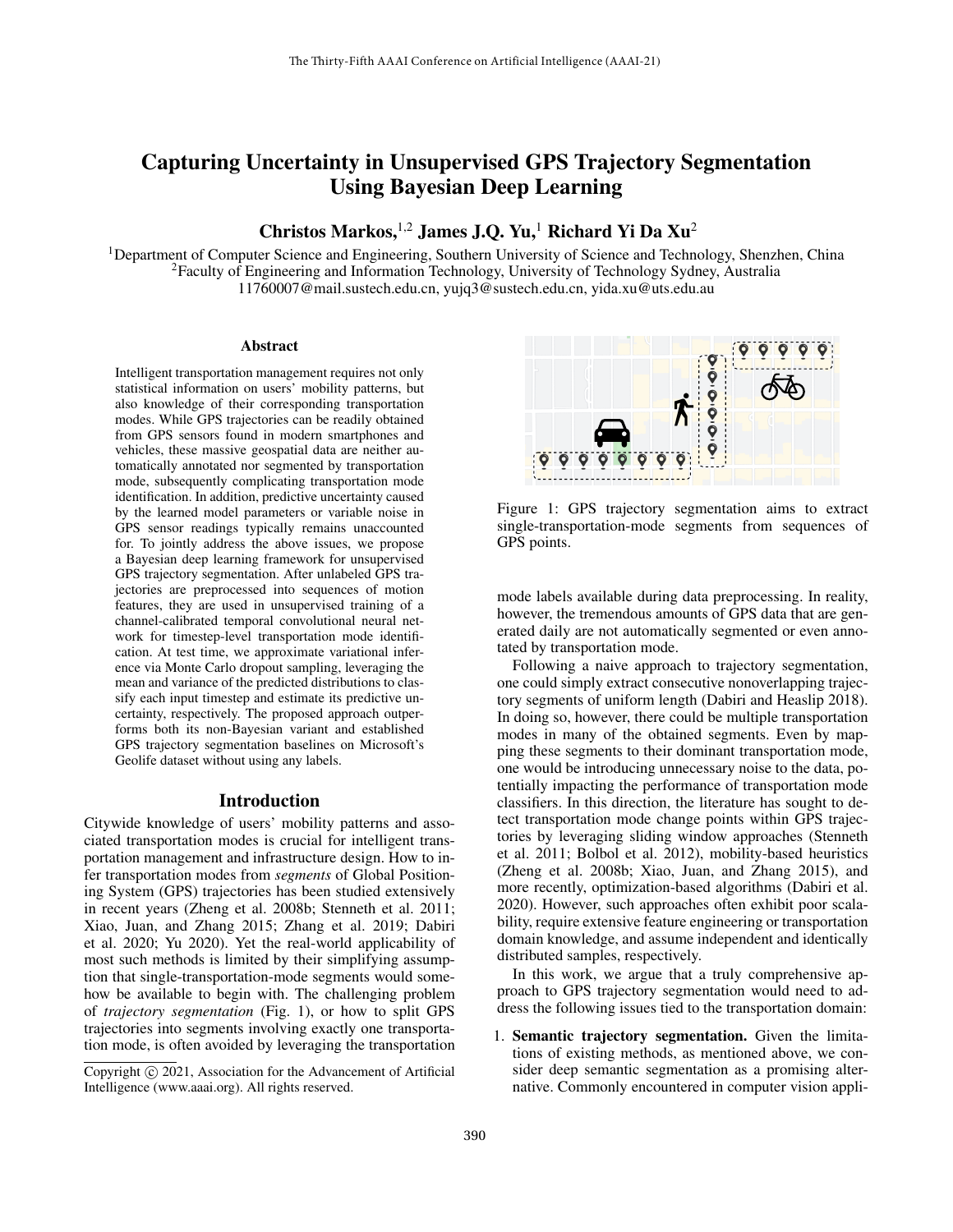# Capturing Uncertainty in Unsupervised GPS Trajectory Segmentation Using Bayesian Deep Learning

**Christos Markos,[1,2] James J.Q. Yu,[1] Richard Yi Da Xu[2]**

[1]Department of Computer Science and Engineering, Southern University of Science and Technology, Shenzhen, China
[2]Faculty of Engineering and Information Technology, University of Technology Sydney, Australia
11760007@mail.sustech.edu.cn, yujq3@sustech.edu.cn, yida.xu@uts.edu.au

## Abstract

Intelligent transportation management requires not only statistical information on users' mobility patterns, but also knowledge of their corresponding transportation modes. While GPS trajectories can be readily obtained from GPS sensors found in modern smartphones and vehicles, these massive geospatial data are neither automatically annotated nor segmented by transportation mode, subsequently complicating transportation mode identification. In addition, predictive uncertainty caused by the learned model parameters or variable noise in GPS sensor readings typically remains unaccounted for. To jointly address the above issues, we propose a Bayesian deep learning framework for unsupervised GPS trajectory segmentation. After unlabeled GPS trajectories are preprocessed into sequences of motion features, they are used in unsupervised training of a channel-calibrated temporal convolutional neural network for timestep-level transportation mode identification. At test time, we approximate variational inference via Monte Carlo dropout sampling, leveraging the mean and variance of the predicted distributions to classify each input timestep and estimate its predictive uncertainty, respectively. The proposed approach outperforms both its non-Bayesian variant and established GPS trajectory segmentation baselines on Microsoft's Geolife dataset without using any labels.

## Introduction

Citywide knowledge of users' mobility patterns and associated transportation modes is crucial for intelligent transportation management and infrastructure design. How to infer transportation modes from *segments* of Global Positioning System (GPS) trajectories has been studied extensively in recent years (Zheng et al. 2008b; Stenneth et al. 2011; Xiao, Juan, and Zhang 2015; Zhang et al. 2019; Dabiri et al. 2020; Yu 2020). Yet the real-world applicability of most such methods is limited by their simplifying assumption that single-transportation-mode segments would somehow be available to begin with. The challenging problem of *trajectory segmentation* (Fig. 1), or how to split GPS trajectories into segments involving exactly one transportation mode, is often avoided by leveraging the transportation mode labels available during data preprocessing. In reality, however, the tremendous amounts of GPS data that are generated daily are not automatically segmented or even annotated by transportation mode.

Figure 1: GPS trajectory segmentation aims to extract single-transportation-mode segments from sequences of GPS points.

Following a naive approach to trajectory segmentation, one could simply extract consecutive nonoverlapping trajectory segments of uniform length (Dabiri and Heaslip 2018). In doing so, however, there could be multiple transportation modes in many of the obtained segments. Even by mapping these segments to their dominant transportation mode, one would be introducing unnecessary noise to the data, potentially impacting the performance of transportation mode classifiers. In this direction, the literature has sought to detect transportation mode change points within GPS trajectories by leveraging sliding window approaches (Stenneth et al. 2011; Bolbol et al. 2012), mobility-based heuristics (Zheng et al. 2008b; Xiao, Juan, and Zhang 2015), and more recently, optimization-based algorithms (Dabiri et al. 2020). However, such approaches often exhibit poor scalability, require extensive feature engineering or transportation domain knowledge, and assume independent and identically distributed samples, respectively.

In this work, we argue that a truly comprehensive approach to GPS trajectory segmentation would need to address the following issues tied to the transportation domain:

1. **Semantic trajectory segmentation.** Given the limitations of existing methods, as mentioned above, we consider deep semantic segmentation as a promising alternative. Commonly encountered in computer vision appli-

Copyright © 2021, Association for the Advancement of Artificial Intelligence (www.aaai.org). All rights reserved.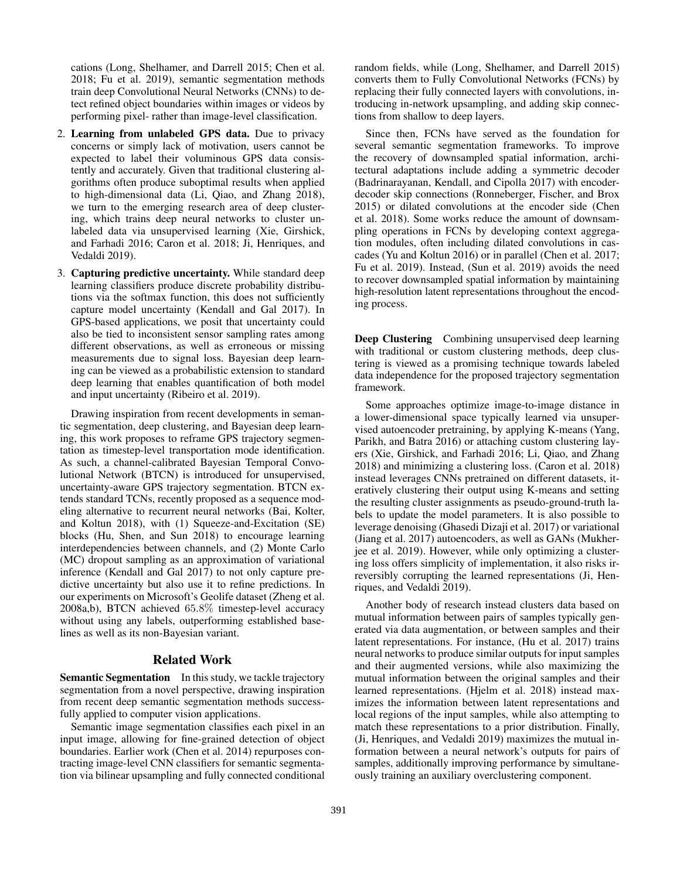cations (Long, Shelhamer, and Darrell 2015; Chen et al. 2018; Fu et al. 2019), semantic segmentation methods train deep Convolutional Neural Networks (CNNs) to detect refined object boundaries within images or videos by performing pixel- rather than image-level classification.

2. **Learning from unlabeled GPS data.** Due to privacy concerns or simply lack of motivation, users cannot be expected to label their voluminous GPS data consistently and accurately. Given that traditional clustering algorithms often produce suboptimal results when applied to high-dimensional data (Li, Qiao, and Zhang 2018), we turn to the emerging research area of deep clustering, which trains deep neural networks to cluster unlabeled data via unsupervised learning (Xie, Girshick, and Farhadi 2016; Caron et al. 2018; Ji, Henriques, and Vedaldi 2019).
3. **Capturing predictive uncertainty.** While standard deep learning classifiers produce discrete probability distributions via the softmax function, this does not sufficiently capture model uncertainty (Kendall and Gal 2017). In GPS-based applications, we posit that uncertainty could also be tied to inconsistent sensor sampling rates among different observations, as well as erroneous or missing measurements due to signal loss. Bayesian deep learning can be viewed as a probabilistic extension to standard deep learning that enables quantification of both model and input uncertainty (Ribeiro et al. 2019).

Drawing inspiration from recent developments in semantic segmentation, deep clustering, and Bayesian deep learning, this work proposes to reframe GPS trajectory segmentation as timestep-level transportation mode identification. As such, a channel-calibrated Bayesian Temporal Convolutional Network (BTCN) is introduced for unsupervised, uncertainty-aware GPS trajectory segmentation. BTCN extends standard TCNs, recently proposed as a sequence modeling alternative to recurrent neural networks (Bai, Kolter, and Koltun 2018), with (1) Squeeze-and-Excitation (SE) blocks (Hu, Shen, and Sun 2018) to encourage learning interdependencies between channels, and (2) Monte Carlo (MC) dropout sampling as an approximation of variational inference (Kendall and Gal 2017) to not only capture predictive uncertainty but also use it to refine predictions. In our experiments on Microsoft's Geolife dataset (Zheng et al. 2008a,b), BTCN achieved $65.8\%$ timestep-level accuracy without using any labels, outperforming established baselines as well as its non-Bayesian variant.

## Related Work

**Semantic Segmentation** In this study, we tackle trajectory segmentation from a novel perspective, drawing inspiration from recent deep semantic segmentation methods successfully applied to computer vision applications.

Semantic image segmentation classifies each pixel in an input image, allowing for fine-grained detection of object boundaries. Earlier work (Chen et al. 2014) repurposes contracting image-level CNN classifiers for semantic segmentation via bilinear upsampling and fully connected conditional random fields, while (Long, Shelhamer, and Darrell 2015) converts them to Fully Convolutional Networks (FCNs) by replacing their fully connected layers with convolutions, introducing in-network upsampling, and adding skip connections from shallow to deep layers.

Since then, FCNs have served as the foundation for several semantic segmentation frameworks. To improve the recovery of downsampled spatial information, architectural adaptations include adding a symmetric decoder (Badrinarayanan, Kendall, and Cipolla 2017) with encoder-decoder skip connections (Ronneberger, Fischer, and Brox 2015) or dilated convolutions at the encoder side (Chen et al. 2018). Some works reduce the amount of downsampling operations in FCNs by developing context aggregation modules, often including dilated convolutions in cascades (Yu and Koltun 2016) or in parallel (Chen et al. 2017; Fu et al. 2019). Instead, (Sun et al. 2019) avoids the need to recover downsampled spatial information by maintaining high-resolution latent representations throughout the encoding process.

**Deep Clustering** Combining unsupervised deep learning with traditional or custom clustering methods, deep clustering is viewed as a promising technique towards labeled data independence for the proposed trajectory segmentation framework.

Some approaches optimize image-to-image distance in a lower-dimensional space typically learned via unsupervised autoencoder pretraining, by applying K-means (Yang, Parikh, and Batra 2016) or attaching custom clustering layers (Xie, Girshick, and Farhadi 2016; Li, Qiao, and Zhang 2018) and minimizing a clustering loss. (Caron et al. 2018) instead leverages CNNs pretrained on different datasets, iteratively clustering their output using K-means and setting the resulting cluster assignments as pseudo-ground-truth labels to update the model parameters. It is also possible to leverage denoising (Ghasedi Dizaji et al. 2017) or variational (Jiang et al. 2017) autoencoders, as well as GANs (Mukherjee et al. 2019). However, while only optimizing a clustering loss offers simplicity of implementation, it also risks irreversibly corrupting the learned representations (Ji, Henriques, and Vedaldi 2019).

Another body of research instead clusters data based on mutual information between pairs of samples typically generated via data augmentation, or between samples and their latent representations. For instance, (Hu et al. 2017) trains neural networks to produce similar outputs for input samples and their augmented versions, while also maximizing the mutual information between the original samples and their learned representations. (Hjelm et al. 2018) instead maximizes the information between latent representations and local regions of the input samples, while also attempting to match these representations to a prior distribution. Finally, (Ji, Henriques, and Vedaldi 2019) maximizes the mutual information between a neural network's outputs for pairs of samples, additionally improving performance by simultaneously training an auxiliary overclustering component.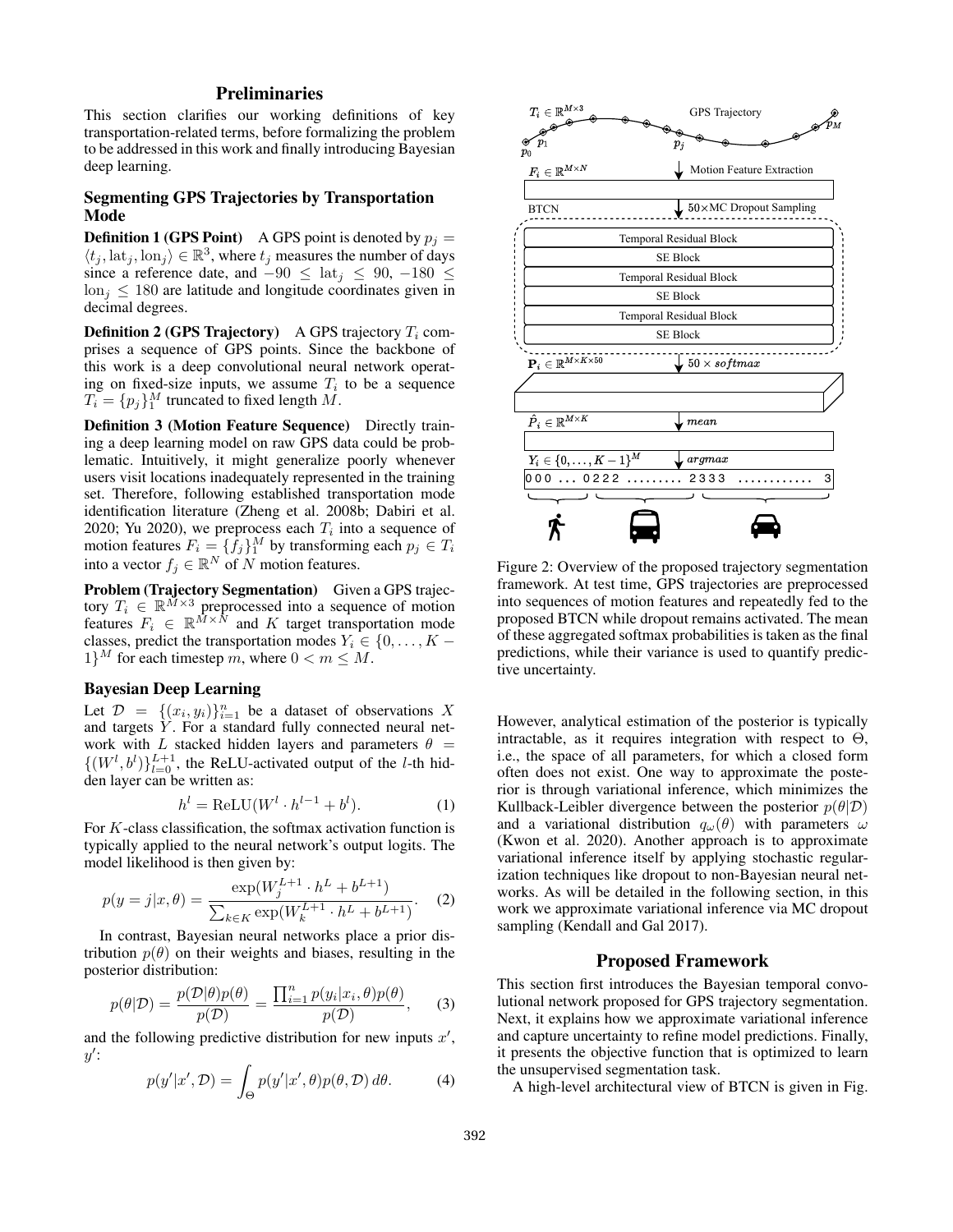## Preliminaries

This section clarifies our working definitions of key transportation-related terms, before formalizing the problem to be addressed in this work and finally introducing Bayesian deep learning.

### Segmenting GPS Trajectories by Transportation Mode

**Definition 1 (GPS Point)** A GPS point is denoted by $p_j = \langle t_j, \text{lat}_j, \text{lon}_j \rangle \in \mathbb{R}^3$, where $t_j$ measures the number of days since a reference date, and $-90 \leq \text{lat}_j \leq 90$, $-180 \leq \text{lon}_j \leq 180$ are latitude and longitude coordinates given in decimal degrees.

**Definition 2 (GPS Trajectory)** A GPS trajectory $T_i$ comprises a sequence of GPS points. Since the backbone of this work is a deep convolutional neural network operating on fixed-size inputs, we assume $T_i$ to be a sequence $T_i = \{p_j\}_1^M$ truncated to fixed length $M$.

**Definition 3 (Motion Feature Sequence)** Directly training a deep learning model on raw GPS data could be problematic. Intuitively, it might generalize poorly whenever users visit locations inadequately represented in the training set. Therefore, following established transportation mode identification literature (Zheng et al. 2008b; Dabiri et al. 2020; Yu 2020), we preprocess each $T_i$ into a sequence of motion features $F_i = \{f_j\}_1^M$ by transforming each $p_j \in T_i$ into a vector $f_j \in \mathbb{R}^N$ of $N$ motion features.

**Problem (Trajectory Segmentation)** Given a GPS trajectory $T_i \in \mathbb{R}^{M \times 3}$ preprocessed into a sequence of motion features $F_i \in \mathbb{R}^{M \times N}$ and $K$ target transportation mode classes, predict the transportation modes $Y_i \in \{0, \ldots, K-1\}^M$ for each timestep $m$, where $0 < m \leq M$.

### Bayesian Deep Learning

Let $\mathcal{D} = \{(x_i, y_i)\}_{i=1}^n$ be a dataset of observations $X$ and targets $Y$. For a standard fully connected neural network with $L$ stacked hidden layers and parameters $\theta = \{(W^l, b^l)\}_{l=0}^{L+1}$, the ReLU-activated output of the $l$-th hidden layer can be written as:

$$h^l = \text{ReLU}(W^l \cdot h^{l-1} + b^l). \tag{1}$$

For $K$-class classification, the softmax activation function is typically applied to the neural network's output logits. The model likelihood is then given by:

$$p(y = j | x, \theta) = \frac{\exp(W_j^{L+1} \cdot h^L + b^{L+1})}{\sum_{k \in K} \exp(W_k^{L+1} \cdot h^L + b^{L+1})}. \tag{2}$$

In contrast, Bayesian neural networks place a prior distribution $p(\theta)$ on their weights and biases, resulting in the posterior distribution:

$$p(\theta | \mathcal{D}) = \frac{p(\mathcal{D}|\theta)p(\theta)}{p(\mathcal{D})} = \frac{\prod_{i=1}^n p(y_i|x_i, \theta)p(\theta)}{p(\mathcal{D})}, \tag{3}$$

and the following predictive distribution for new inputs $x'$, $y'$:

$$p(y'|x', \mathcal{D}) = \int_{\Theta} p(y'|x', \theta)p(\theta, \mathcal{D})\, d\theta. \tag{4}$$

Figure 2: Overview of the proposed trajectory segmentation framework. At test time, GPS trajectories are preprocessed into sequences of motion features and repeatedly fed to the proposed BTCN while dropout remains activated. The mean of these aggregated softmax probabilities is taken as the final predictions, while their variance is used to quantify predictive uncertainty.

However, analytical estimation of the posterior is typically intractable, as it requires integration with respect to $\Theta$, i.e., the space of all parameters, for which a closed form often does not exist. One way to approximate the posterior is through variational inference, which minimizes the Kullback-Leibler divergence between the posterior $p(\theta|\mathcal{D})$ and a variational distribution $q_\omega(\theta)$ with parameters $\omega$ (Kwon et al. 2020). Another approach is to approximate variational inference itself by applying stochastic regularization techniques like dropout to non-Bayesian neural networks. As will be detailed in the following section, in this work we approximate variational inference via MC dropout sampling (Kendall and Gal 2017).

## Proposed Framework

This section first introduces the Bayesian temporal convolutional network proposed for GPS trajectory segmentation. Next, it explains how we approximate variational inference and capture uncertainty to refine model predictions. Finally, it presents the objective function that is optimized to learn the unsupervised segmentation task.

A high-level architectural view of BTCN is given in Fig.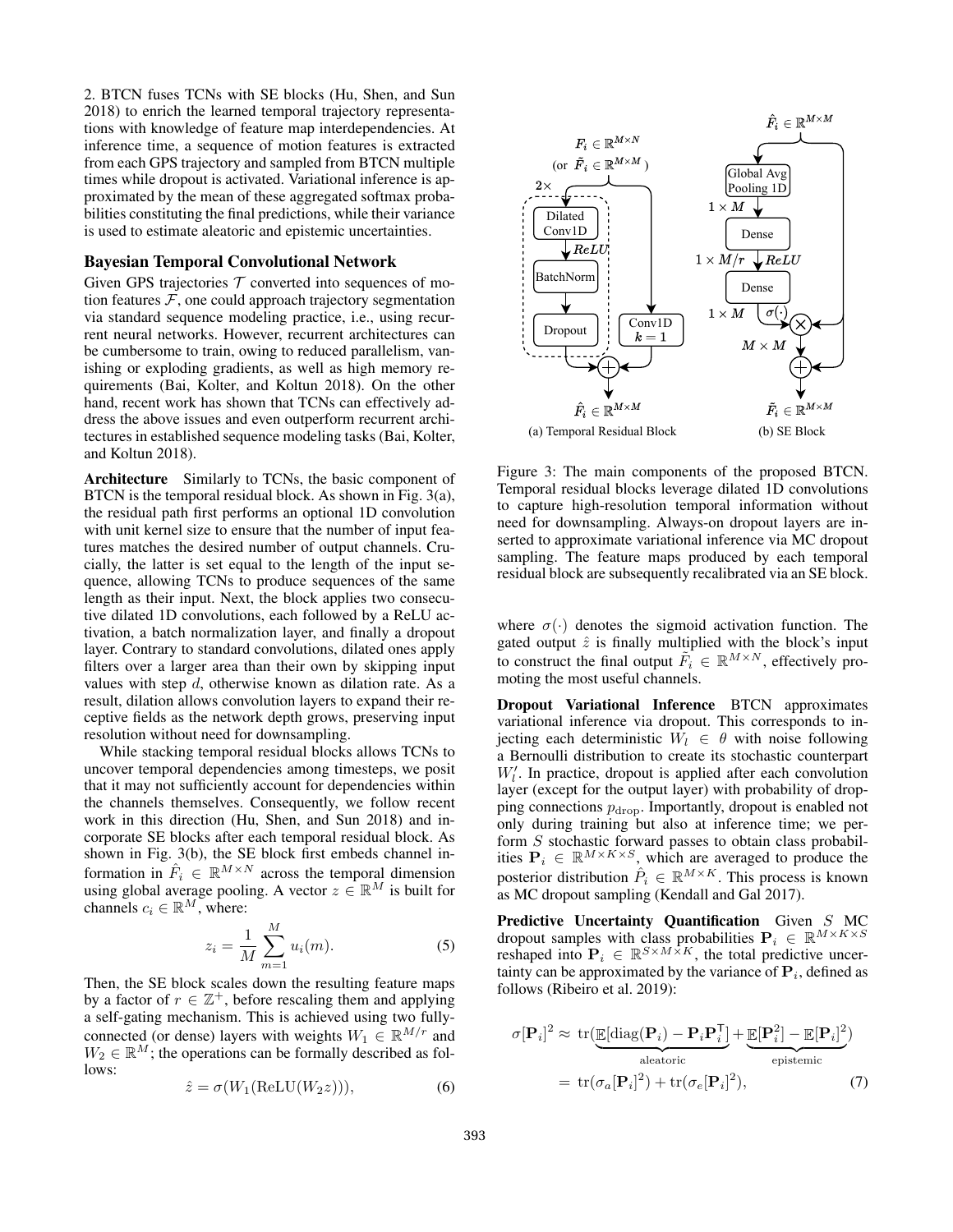2. BTCN fuses TCNs with SE blocks (Hu, Shen, and Sun 2018) to enrich the learned temporal trajectory representations with knowledge of feature map interdependencies. At inference time, a sequence of motion features is extracted from each GPS trajectory and sampled from BTCN multiple times while dropout is activated. Variational inference is approximated by the mean of these aggregated softmax probabilities constituting the final predictions, while their variance is used to estimate aleatoric and epistemic uncertainties.

## Bayesian Temporal Convolutional Network

Given GPS trajectories $\mathcal{T}$ converted into sequences of motion features $\mathcal{F}$, one could approach trajectory segmentation via standard sequence modeling practice, i.e., using recurrent neural networks. However, recurrent architectures can be cumbersome to train, owing to reduced parallelism, vanishing or exploding gradients, as well as high memory requirements (Bai, Kolter, and Koltun 2018). On the other hand, recent work has shown that TCNs can effectively address the above issues and even outperform recurrent architectures in established sequence modeling tasks (Bai, Kolter, and Koltun 2018).

**Architecture** Similarly to TCNs, the basic component of BTCN is the temporal residual block. As shown in Fig. 3(a), the residual path first performs an optional 1D convolution with unit kernel size to ensure that the number of input features matches the desired number of output channels. Crucially, the latter is set equal to the length of the input sequence, allowing TCNs to produce sequences of the same length as their input. Next, the block applies two consecutive dilated 1D convolutions, each followed by a ReLU activation, a batch normalization layer, and finally a dropout layer. Contrary to standard convolutions, dilated ones apply filters over a larger area than their own by skipping input values with step $d$, otherwise known as dilation rate. As a result, dilation allows convolution layers to expand their receptive fields as the network depth grows, preserving input resolution without need for downsampling.

While stacking temporal residual blocks allows TCNs to uncover temporal dependencies among timesteps, we posit that it may not sufficiently account for dependencies within the channels themselves. Consequently, we follow recent work in this direction (Hu, Shen, and Sun 2018) and incorporate SE blocks after each temporal residual block. As shown in Fig. 3(b), the SE block first embeds channel information in $\hat{F}_i \in \mathbb{R}^{M \times N}$ across the temporal dimension using global average pooling. A vector $z \in \mathbb{R}^M$ is built for channels $c_i \in \mathbb{R}^M$, where:

$$z_i = \frac{1}{M} \sum_{m=1}^{M} u_i(m). \tag{5}$$

Then, the SE block scales down the resulting feature maps by a factor of $r \in \mathbb{Z}^+$, before rescaling them and applying a self-gating mechanism. This is achieved using two fully-connected (or dense) layers with weights $W_1 \in \mathbb{R}^{M/r}$ and $W_2 \in \mathbb{R}^M$; the operations can be formally described as follows:

$$\hat{z} = \sigma(W_1(\text{ReLU}(W_2 z))), \tag{6}$$

Figure 3: The main components of the proposed BTCN. Temporal residual blocks leverage dilated 1D convolutions to capture high-resolution temporal information without need for downsampling. Always-on dropout layers are inserted to approximate variational inference via MC dropout sampling. The feature maps produced by each temporal residual block are subsequently recalibrated via an SE block.

where $\sigma(\cdot)$ denotes the sigmoid activation function. The gated output $\hat{z}$ is finally multiplied with the block's input to construct the final output $\tilde{F}_i \in \mathbb{R}^{M \times N}$, effectively promoting the most useful channels.

**Dropout Variational Inference** BTCN approximates variational inference via dropout. This corresponds to injecting each deterministic $W_l \in \theta$ with noise following a Bernoulli distribution to create its stochastic counterpart $W_l'$. In practice, dropout is applied after each convolution layer (except for the output layer) with probability of dropping connections $p_{\text{drop}}$. Importantly, dropout is enabled not only during training but also at inference time; we perform $S$ stochastic forward passes to obtain class probabilities $\mathbf{P}_i \in \mathbb{R}^{M \times K \times S}$, which are averaged to produce the posterior distribution $\hat{P}_i \in \mathbb{R}^{M \times K}$. This process is known as MC dropout sampling (Kendall and Gal 2017).

**Predictive Uncertainty Quantification** Given $S$ MC dropout samples with class probabilities $\mathbf{P}_i \in \mathbb{R}^{M \times K \times S}$ reshaped into $\mathbf{P}_i \in \mathbb{R}^{S \times M \times K}$, the total predictive uncertainty can be approximated by the variance of $\mathbf{P}_i$, defined as follows (Ribeiro et al. 2019):

$$\begin{aligned}
\sigma[\mathbf{P}_i]^2 &\approx \text{tr}(\underbrace{\mathbb{E}[\text{diag}(\mathbf{P}_i) - \mathbf{P}_i \mathbf{P}_i^\intercal]}_{\text{aleatoric}} + \underbrace{\mathbb{E}[\mathbf{P}_i^2] - \mathbb{E}[\mathbf{P}_i]^2}_{\text{epistemic}}) \\
&= \text{tr}(\sigma_a[\mathbf{P}_i]^2) + \text{tr}(\sigma_e[\mathbf{P}_i]^2),
\end{aligned} \tag{7}$$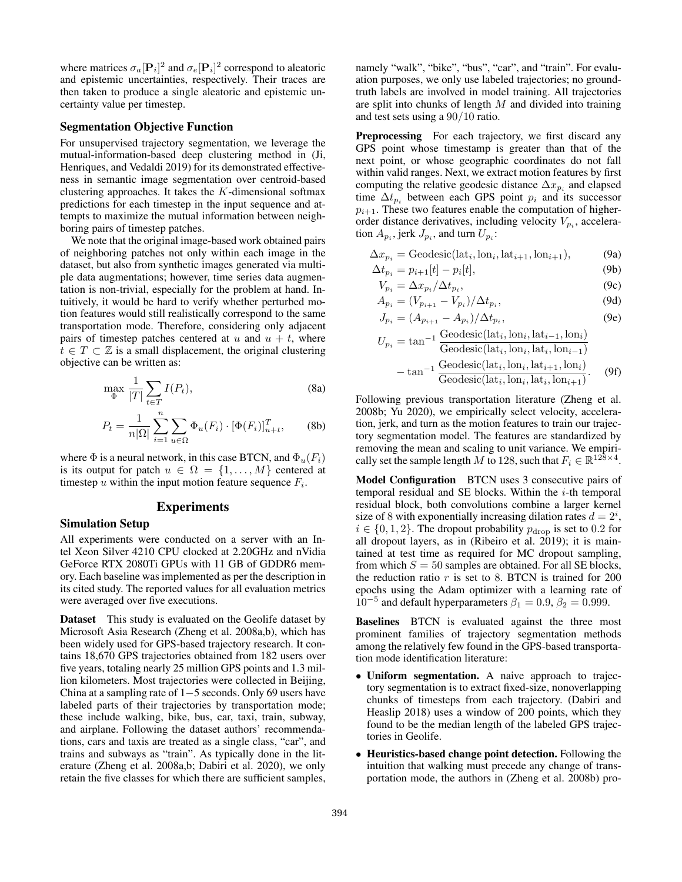where matrices $\sigma_a[\mathbf{P}_i]^2$ and $\sigma_e[\mathbf{P}_i]^2$ correspond to aleatoric and epistemic uncertainties, respectively. Their traces are then taken to produce a single aleatoric and epistemic uncertainty value per timestep.

### Segmentation Objective Function

For unsupervised trajectory segmentation, we leverage the mutual-information-based deep clustering method in (Ji, Henriques, and Vedaldi 2019) for its demonstrated effectiveness in semantic image segmentation over centroid-based clustering approaches. It takes the $K$-dimensional softmax predictions for each timestep in the input sequence and attempts to maximize the mutual information between neighboring pairs of timestep patches.

We note that the original image-based work obtained pairs of neighboring patches not only within each image in the dataset, but also from synthetic images generated via multiple data augmentations; however, time series data augmentation is non-trivial, especially for the problem at hand. Intuitively, it would be hard to verify whether perturbed motion features would still realistically correspond to the same transportation mode. Therefore, considering only adjacent pairs of timestep patches centered at $u$ and $u + t$, where $t \in T \subset \mathbb{Z}$ is a small displacement, the original clustering objective can be written as:

$$\max_{\Phi} \frac{1}{|T|} \sum_{t \in T} I(P_t), \tag{8a}$$

$$P_t = \frac{1}{n|\Omega|} \sum_{i=1}^{n} \sum_{u \in \Omega} \Phi_u(F_i) \cdot [\Phi(F_i)]_{u+t}^T, \tag{8b}$$

where $\Phi$ is a neural network, in this case BTCN, and $\Phi_u(F_i)$ is its output for patch $u \in \Omega = \{1, \ldots, M\}$ centered at timestep $u$ within the input motion feature sequence $F_i$.

## Experiments

### Simulation Setup

All experiments were conducted on a server with an Intel Xeon Silver 4210 CPU clocked at 2.20GHz and nVidia GeForce RTX 2080Ti GPUs with 11 GB of GDDR6 memory. Each baseline was implemented as per the description in its cited study. The reported values for all evaluation metrics were averaged over five executions.

**Dataset** This study is evaluated on the Geolife dataset by Microsoft Asia Research (Zheng et al. 2008a,b), which has been widely used for GPS-based trajectory research. It contains 18,670 GPS trajectories obtained from 182 users over five years, totaling nearly 25 million GPS points and 1.3 million kilometers. Most trajectories were collected in Beijing, China at a sampling rate of $1-5$ seconds. Only 69 users have labeled parts of their trajectories by transportation mode; these include walking, bike, bus, car, taxi, train, subway, and airplane. Following the dataset authors' recommendations, cars and taxis are treated as a single class, "car", and trains and subways as "train". As typically done in the literature (Zheng et al. 2008a,b; Dabiri et al. 2020), we only retain the five classes for which there are sufficient samples, namely "walk", "bike", "bus", "car", and "train". For evaluation purposes, we only use labeled trajectories; no ground-truth labels are involved in model training. All trajectories are split into chunks of length $M$ and divided into training and test sets using a $90/10$ ratio.

**Preprocessing** For each trajectory, we first discard any GPS point whose timestamp is greater than that of the next point, or whose geographic coordinates do not fall within valid ranges. Next, we extract motion features by first computing the relative geodesic distance $\Delta x_{p_i}$ and elapsed time $\Delta t_{p_i}$ between each GPS point $p_i$ and its successor $p_{i+1}$. These two features enable the computation of higher-order distance derivatives, including velocity $V_{p_i}$, acceleration $A_{p_i}$, jerk $J_{p_i}$, and turn $U_{p_i}$:

$$\Delta x_{p_i} = \text{Geodesic}(\text{lat}_i, \text{lon}_i, \text{lat}_{i+1}, \text{lon}_{i+1}), \tag{9a}$$

$$\Delta t_{p_i} = p_{i+1}[t] - p_i[t], \tag{9b}$$

$$V_{p_i} = \Delta x_{p_i} / \Delta t_{p_i}, \tag{9c}$$

$$A_{p_i} = (V_{p_{i+1}} - V_{p_i}) / \Delta t_{p_i}, \tag{9d}$$

$$J_{p_i} = (A_{p_{i+1}} - A_{p_i}) / \Delta t_{p_i}, \tag{9e}$$

$$U_{p_i} = \tan^{-1} \frac{\text{Geodesic}(\text{lat}_i, \text{lon}_i, \text{lat}_{i-1}, \text{lon}_i)}{\text{Geodesic}(\text{lat}_i, \text{lon}_i, \text{lat}_i, \text{lon}_{i-1})} - \tan^{-1} \frac{\text{Geodesic}(\text{lat}_i, \text{lon}_i, \text{lat}_{i+1}, \text{lon}_i)}{\text{Geodesic}(\text{lat}_i, \text{lon}_i, \text{lat}_i, \text{lon}_{i+1})}. \tag{9f}$$

Following previous transportation literature (Zheng et al. 2008b; Yu 2020), we empirically select velocity, acceleration, jerk, and turn as the motion features to train our trajectory segmentation model. The features are standardized by removing the mean and scaling to unit variance. We empirically set the sample length $M$ to 128, such that $F_i \in \mathbb{R}^{128 \times 4}$.

**Model Configuration** BTCN uses 3 consecutive pairs of temporal residual and SE blocks. Within the $i$-th temporal residual block, both convolutions combine a larger kernel size of 8 with exponentially increasing dilation rates $d = 2^i$, $i \in \{0, 1, 2\}$. The dropout probability $p_{\text{drop}}$ is set to 0.2 for all dropout layers, as in (Ribeiro et al. 2019); it is maintained at test time as required for MC dropout sampling, from which $S = 50$ samples are obtained. For all SE blocks, the reduction ratio $r$ is set to 8. BTCN is trained for 200 epochs using the Adam optimizer with a learning rate of $10^{-5}$ and default hyperparameters $\beta_1 = 0.9$, $\beta_2 = 0.999$.

**Baselines** BTCN is evaluated against the three most prominent families of trajectory segmentation methods among the relatively few found in the GPS-based transportation mode identification literature:

- **Uniform segmentation.** A naive approach to trajectory segmentation is to extract fixed-size, nonoverlapping chunks of timesteps from each trajectory. (Dabiri and Heaslip 2018) uses a window of 200 points, which they found to be the median length of the labeled GPS trajectories in Geolife.
- **Heuristics-based change point detection.** Following the intuition that walking must precede any change of transportation mode, the authors in (Zheng et al. 2008b) pro-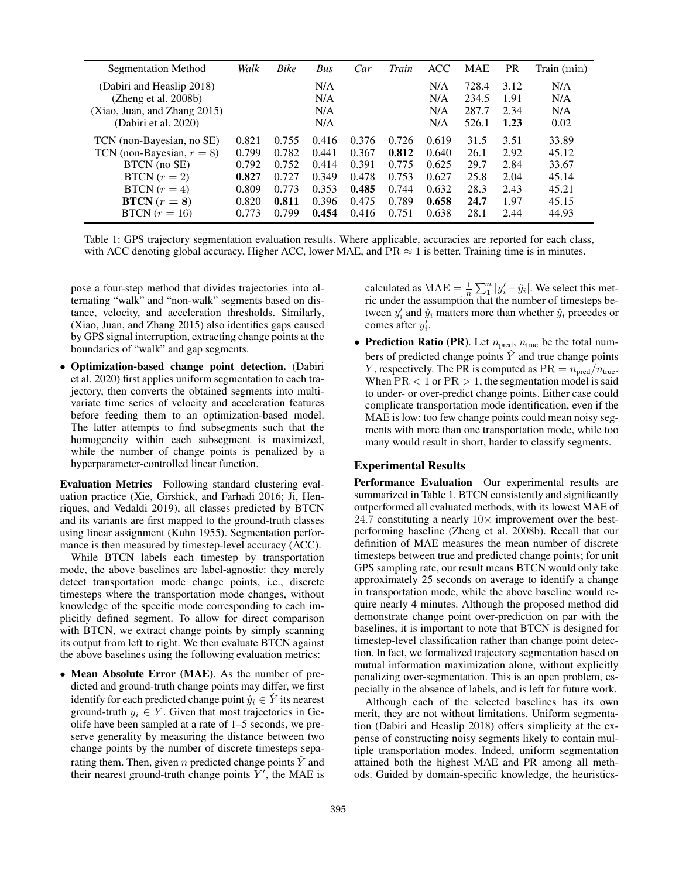| Segmentation Method | *Walk* | *Bike* | *Bus* | *Car* | *Train* | ACC | MAE | PR | Train (min) |
|---|---|---|---|---|---|---|---|---|---|
| (Dabiri and Heaslip 2018) | | | N/A | | | N/A | 728.4 | 3.12 | N/A |
| (Zheng et al. 2008b) | | | N/A | | | N/A | 234.5 | 1.91 | N/A |
| (Xiao, Juan, and Zhang 2015) | | | N/A | | | N/A | 287.7 | 2.34 | N/A |
| (Dabiri et al. 2020) | | | N/A | | | N/A | 526.1 | **1.23** | 0.02 |
| TCN (non-Bayesian, no SE) | 0.821 | 0.755 | 0.416 | 0.376 | 0.726 | 0.619 | 31.5 | 3.51 | 33.89 |
| TCN (non-Bayesian, $r = 8$) | 0.799 | 0.782 | 0.441 | 0.367 | **0.812** | 0.640 | 26.1 | 2.92 | 45.12 |
| BTCN (no SE) | 0.792 | 0.752 | 0.414 | 0.391 | 0.775 | 0.625 | 29.7 | 2.84 | 33.67 |
| BTCN ($r = 2$) | **0.827** | 0.727 | 0.349 | 0.478 | 0.753 | 0.627 | 25.8 | 2.04 | 45.14 |
| BTCN ($r = 4$) | 0.809 | 0.773 | 0.353 | **0.485** | 0.744 | 0.632 | 28.3 | 2.43 | 45.21 |
| **BTCN ($r = 8$)** | 0.820 | **0.811** | 0.396 | 0.475 | 0.789 | **0.658** | **24.7** | 1.97 | 45.15 |
| BTCN ($r = 16$) | 0.773 | 0.799 | **0.454** | 0.416 | 0.751 | 0.638 | 28.1 | 2.44 | 44.93 |

Table 1: GPS trajectory segmentation evaluation results. Where applicable, accuracies are reported for each class, with ACC denoting global accuracy. Higher ACC, lower MAE, and $\text{PR} \approx 1$ is better. Training time is in minutes.

pose a four-step method that divides trajectories into alternating "walk" and "non-walk" segments based on distance, velocity, and acceleration thresholds. Similarly, (Xiao, Juan, and Zhang 2015) also identifies gaps caused by GPS signal interruption, extracting change points at the boundaries of "walk" and gap segments.

- **Optimization-based change point detection.** (Dabiri et al. 2020) first applies uniform segmentation to each trajectory, then converts the obtained segments into multivariate time series of velocity and acceleration features before feeding them to an optimization-based model. The latter attempts to find subsegments such that the homogeneity within each subsegment is maximized, while the number of change points is penalized by a hyperparameter-controlled linear function.

**Evaluation Metrics** Following standard clustering evaluation practice (Xie, Girshick, and Farhadi 2016; Ji, Henriques, and Vedaldi 2019), all classes predicted by BTCN and its variants are first mapped to the ground-truth classes using linear assignment (Kuhn 1955). Segmentation performance is then measured by timestep-level accuracy (ACC).

While BTCN labels each timestep by transportation mode, the above baselines are label-agnostic: they merely detect transportation mode change points, i.e., discrete timesteps where the transportation mode changes, without knowledge of the specific mode corresponding to each implicitly defined segment. To allow for direct comparison with BTCN, we extract change points by simply scanning its output from left to right. We then evaluate BTCN against the above baselines using the following evaluation metrics:

- **Mean Absolute Error (MAE).** As the number of predicted and ground-truth change points may differ, we first identify for each predicted change point $\hat{y}_i \in \hat{Y}$ its nearest ground-truth $y_i \in Y$. Given that most trajectories in Geolife have been sampled at a rate of 1–5 seconds, we preserve generality by measuring the distance between two change points by the number of discrete timesteps separating them. Then, given $n$ predicted change points $\hat{Y}$ and their nearest ground-truth change points $Y'$, the MAE is calculated as $\text{MAE} = \frac{1}{n}\sum_1^n |y'_i - \hat{y}_i|$. We select this metric under the assumption that the number of timesteps between $y'_i$ and $\hat{y}_i$ matters more than whether $\hat{y}_i$ precedes or comes after $y'_i$.
- **Prediction Ratio (PR).** Let $n_{\text{pred}}$, $n_{\text{true}}$ be the total numbers of predicted change points $\hat{Y}$ and true change points $Y$, respectively. The PR is computed as $\text{PR} = n_{\text{pred}}/n_{\text{true}}$. When $\text{PR} < 1$ or $\text{PR} > 1$, the segmentation model is said to under- or over-predict change points. Either case could complicate transportation mode identification, even if the MAE is low: too few change points could mean noisy segments with more than one transportation mode, while too many would result in short, harder to classify segments.

## Experimental Results

**Performance Evaluation** Our experimental results are summarized in Table 1. BTCN consistently and significantly outperformed all evaluated methods, with its lowest MAE of 24.7 constituting a nearly $10\times$ improvement over the best-performing baseline (Zheng et al. 2008b). Recall that our definition of MAE measures the mean number of discrete timesteps between true and predicted change points; for unit GPS sampling rate, our result means BTCN would only take approximately 25 seconds on average to identify a change in transportation mode, while the above baseline would require nearly 4 minutes. Although the proposed method did demonstrate change point over-prediction on par with the baselines, it is important to note that BTCN is designed for timestep-level classification rather than change point detection. In fact, we formalized trajectory segmentation based on mutual information maximization alone, without explicitly penalizing over-segmentation. This is an open problem, especially in the absence of labels, and is left for future work.

Although each of the selected baselines has its own merit, they are not without limitations. Uniform segmentation (Dabiri and Heaslip 2018) offers simplicity at the expense of constructing noisy segments likely to contain multiple transportation modes. Indeed, uniform segmentation attained both the highest MAE and PR among all methods. Guided by domain-specific knowledge, the heuristics-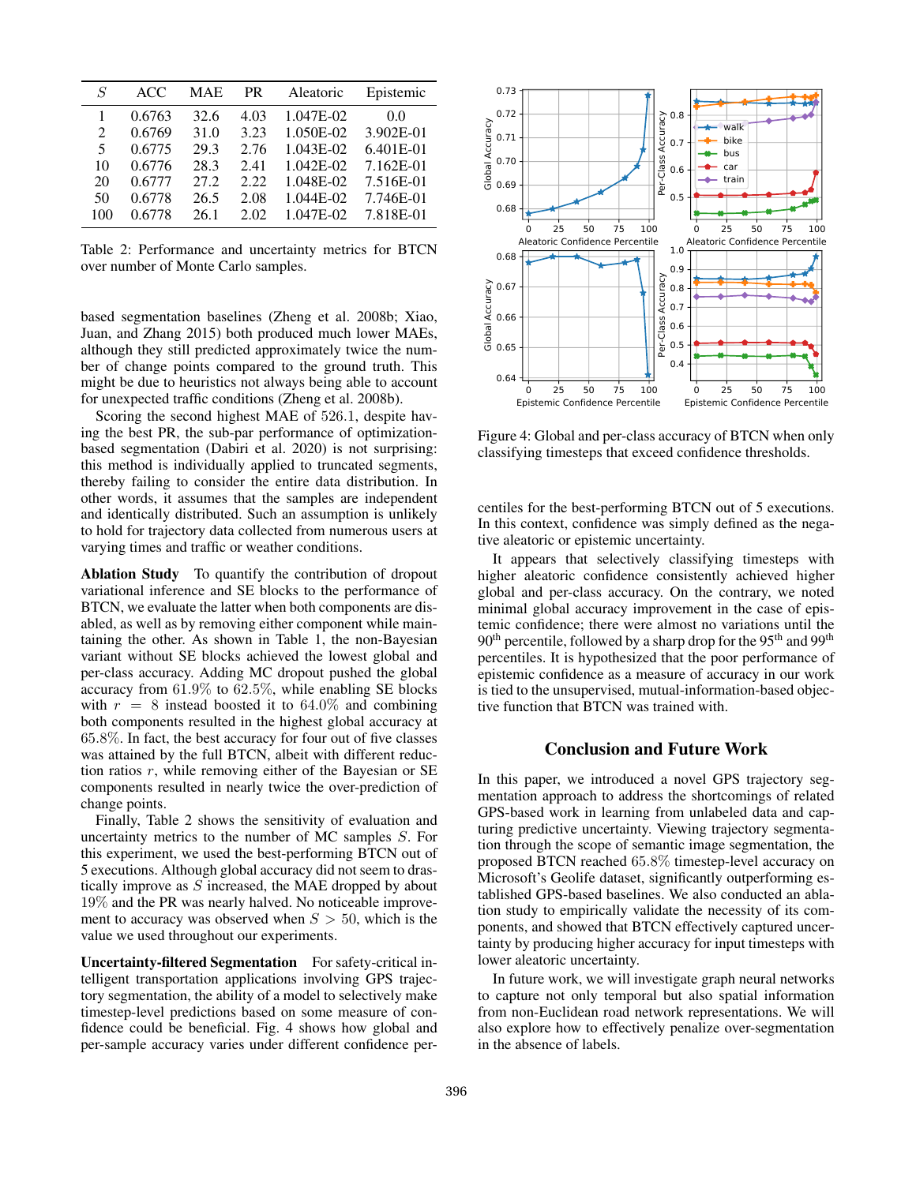| $S$ | ACC | MAE | PR | Aleatoric | Epistemic |
|---|---|---|---|---|---|
| 1 | 0.6763 | 32.6 | 4.03 | 1.047E-02 | 0.0 |
| 2 | 0.6769 | 31.0 | 3.23 | 1.050E-02 | 3.902E-01 |
| 5 | 0.6775 | 29.3 | 2.76 | 1.043E-02 | 6.401E-01 |
| 10 | 0.6776 | 28.3 | 2.41 | 1.042E-02 | 7.162E-01 |
| 20 | 0.6777 | 27.2 | 2.22 | 1.048E-02 | 7.516E-01 |
| 50 | 0.6778 | 26.5 | 2.08 | 1.044E-02 | 7.746E-01 |
| 100 | 0.6778 | 26.1 | 2.02 | 1.047E-02 | 7.818E-01 |

Table 2: Performance and uncertainty metrics for BTCN over number of Monte Carlo samples.

based segmentation baselines (Zheng et al. 2008b; Xiao, Juan, and Zhang 2015) both produced much lower MAEs, although they still predicted approximately twice the number of change points compared to the ground truth. This might be due to heuristics not always being able to account for unexpected traffic conditions (Zheng et al. 2008b).

Scoring the second highest MAE of 526.1, despite having the best PR, the sub-par performance of optimization-based segmentation (Dabiri et al. 2020) is not surprising: this method is individually applied to truncated segments, thereby failing to consider the entire data distribution. In other words, it assumes that the samples are independent and identically distributed. Such an assumption is unlikely to hold for trajectory data collected from numerous users at varying times and traffic or weather conditions.

**Ablation Study** To quantify the contribution of dropout variational inference and SE blocks to the performance of BTCN, we evaluate the latter when both components are disabled, as well as by removing either component while maintaining the other. As shown in Table 1, the non-Bayesian variant without SE blocks achieved the lowest global and per-class accuracy. Adding MC dropout pushed the global accuracy from 61.9% to 62.5%, while enabling SE blocks with $r = 8$ instead boosted it to 64.0% and combining both components resulted in the highest global accuracy at 65.8%. In fact, the best accuracy for four out of five classes was attained by the full BTCN, albeit with different reduction ratios $r$, while removing either of the Bayesian or SE components resulted in nearly twice the over-prediction of change points.

Finally, Table 2 shows the sensitivity of evaluation and uncertainty metrics to the number of MC samples $S$. For this experiment, we used the best-performing BTCN out of 5 executions. Although global accuracy did not seem to drastically improve as $S$ increased, the MAE dropped by about 19% and the PR was nearly halved. No noticeable improvement to accuracy was observed when $S > 50$, which is the value we used throughout our experiments.

**Uncertainty-filtered Segmentation** For safety-critical intelligent transportation applications involving GPS trajectory segmentation, the ability of a model to selectively make timestep-level predictions based on some measure of confidence could be beneficial. Fig. 4 shows how global and per-sample accuracy varies under different confidence percentiles for the best-performing BTCN out of 5 executions. In this context, confidence was simply defined as the negative aleatoric or epistemic uncertainty.

Figure 4: Global and per-class accuracy of BTCN when only classifying timesteps that exceed confidence thresholds.

It appears that selectively classifying timesteps with higher aleatoric confidence consistently achieved higher global and per-class accuracy. On the contrary, we noted minimal global accuracy improvement in the case of epistemic confidence; there were almost no variations until the 90$^{\text{th}}$ percentile, followed by a sharp drop for the 95$^{\text{th}}$ and 99$^{\text{th}}$ percentiles. It is hypothesized that the poor performance of epistemic confidence as a measure of accuracy in our work is tied to the unsupervised, mutual-information-based objective function that BTCN was trained with.

## Conclusion and Future Work

In this paper, we introduced a novel GPS trajectory segmentation approach to address the shortcomings of related GPS-based work in learning from unlabeled data and capturing predictive uncertainty. Viewing trajectory segmentation through the scope of semantic image segmentation, the proposed BTCN reached 65.8% timestep-level accuracy on Microsoft's Geolife dataset, significantly outperforming established GPS-based baselines. We also conducted an ablation study to empirically validate the necessity of its components, and showed that BTCN effectively captured uncertainty by producing higher accuracy for input timesteps with lower aleatoric uncertainty.

In future work, we will investigate graph neural networks to capture not only temporal but also spatial information from non-Euclidean road network representations. We will also explore how to effectively penalize over-segmentation in the absence of labels.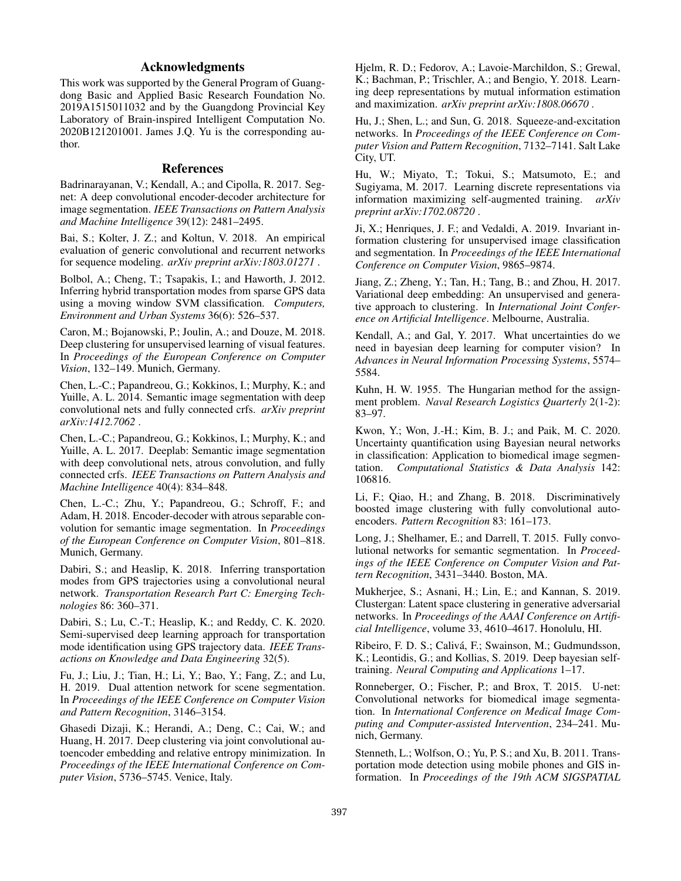## Acknowledgments

This work was supported by the General Program of Guangdong Basic and Applied Basic Research Foundation No. 2019A1515011032 and by the Guangdong Provincial Key Laboratory of Brain-inspired Intelligent Computation No. 2020B121201001. James J.Q. Yu is the corresponding author.

## References

Badrinarayanan, V.; Kendall, A.; and Cipolla, R. 2017. Segnet: A deep convolutional encoder-decoder architecture for image segmentation. *IEEE Transactions on Pattern Analysis and Machine Intelligence* 39(12): 2481–2495.

Bai, S.; Kolter, J. Z.; and Koltun, V. 2018. An empirical evaluation of generic convolutional and recurrent networks for sequence modeling. *arXiv preprint arXiv:1803.01271* .

Bolbol, A.; Cheng, T.; Tsapakis, I.; and Haworth, J. 2012. Inferring hybrid transportation modes from sparse GPS data using a moving window SVM classification. *Computers, Environment and Urban Systems* 36(6): 526–537.

Caron, M.; Bojanowski, P.; Joulin, A.; and Douze, M. 2018. Deep clustering for unsupervised learning of visual features. In *Proceedings of the European Conference on Computer Vision*, 132–149. Munich, Germany.

Chen, L.-C.; Papandreou, G.; Kokkinos, I.; Murphy, K.; and Yuille, A. L. 2014. Semantic image segmentation with deep convolutional nets and fully connected crfs. *arXiv preprint arXiv:1412.7062* .

Chen, L.-C.; Papandreou, G.; Kokkinos, I.; Murphy, K.; and Yuille, A. L. 2017. Deeplab: Semantic image segmentation with deep convolutional nets, atrous convolution, and fully connected crfs. *IEEE Transactions on Pattern Analysis and Machine Intelligence* 40(4): 834–848.

Chen, L.-C.; Zhu, Y.; Papandreou, G.; Schroff, F.; and Adam, H. 2018. Encoder-decoder with atrous separable convolution for semantic image segmentation. In *Proceedings of the European Conference on Computer Vision*, 801–818. Munich, Germany.

Dabiri, S.; and Heaslip, K. 2018. Inferring transportation modes from GPS trajectories using a convolutional neural network. *Transportation Research Part C: Emerging Technologies* 86: 360–371.

Dabiri, S.; Lu, C.-T.; Heaslip, K.; and Reddy, C. K. 2020. Semi-supervised deep learning approach for transportation mode identification using GPS trajectory data. *IEEE Transactions on Knowledge and Data Engineering* 32(5).

Fu, J.; Liu, J.; Tian, H.; Li, Y.; Bao, Y.; Fang, Z.; and Lu, H. 2019. Dual attention network for scene segmentation. In *Proceedings of the IEEE Conference on Computer Vision and Pattern Recognition*, 3146–3154.

Ghasedi Dizaji, K.; Herandi, A.; Deng, C.; Cai, W.; and Huang, H. 2017. Deep clustering via joint convolutional autoencoder embedding and relative entropy minimization. In *Proceedings of the IEEE International Conference on Computer Vision*, 5736–5745. Venice, Italy.

Hjelm, R. D.; Fedorov, A.; Lavoie-Marchildon, S.; Grewal, K.; Bachman, P.; Trischler, A.; and Bengio, Y. 2018. Learning deep representations by mutual information estimation and maximization. *arXiv preprint arXiv:1808.06670* .

Hu, J.; Shen, L.; and Sun, G. 2018. Squeeze-and-excitation networks. In *Proceedings of the IEEE Conference on Computer Vision and Pattern Recognition*, 7132–7141. Salt Lake City, UT.

Hu, W.; Miyato, T.; Tokui, S.; Matsumoto, E.; and Sugiyama, M. 2017. Learning discrete representations via information maximizing self-augmented training. *arXiv preprint arXiv:1702.08720* .

Ji, X.; Henriques, J. F.; and Vedaldi, A. 2019. Invariant information clustering for unsupervised image classification and segmentation. In *Proceedings of the IEEE International Conference on Computer Vision*, 9865–9874.

Jiang, Z.; Zheng, Y.; Tan, H.; Tang, B.; and Zhou, H. 2017. Variational deep embedding: An unsupervised and generative approach to clustering. In *International Joint Conference on Artificial Intelligence*. Melbourne, Australia.

Kendall, A.; and Gal, Y. 2017. What uncertainties do we need in bayesian deep learning for computer vision? In *Advances in Neural Information Processing Systems*, 5574–5584.

Kuhn, H. W. 1955. The Hungarian method for the assignment problem. *Naval Research Logistics Quarterly* 2(1-2): 83–97.

Kwon, Y.; Won, J.-H.; Kim, B. J.; and Paik, M. C. 2020. Uncertainty quantification using Bayesian neural networks in classification: Application to biomedical image segmentation. *Computational Statistics & Data Analysis* 142: 106816.

Li, F.; Qiao, H.; and Zhang, B. 2018. Discriminatively boosted image clustering with fully convolutional autoencoders. *Pattern Recognition* 83: 161–173.

Long, J.; Shelhamer, E.; and Darrell, T. 2015. Fully convolutional networks for semantic segmentation. In *Proceedings of the IEEE Conference on Computer Vision and Pattern Recognition*, 3431–3440. Boston, MA.

Mukherjee, S.; Asnani, H.; Lin, E.; and Kannan, S. 2019. Clustergan: Latent space clustering in generative adversarial networks. In *Proceedings of the AAAI Conference on Artificial Intelligence*, volume 33, 4610–4617. Honolulu, HI.

Ribeiro, F. D. S.; Calivá, F.; Swainson, M.; Gudmundsson, K.; Leontidis, G.; and Kollias, S. 2019. Deep bayesian self-training. *Neural Computing and Applications* 1–17.

Ronneberger, O.; Fischer, P.; and Brox, T. 2015. U-net: Convolutional networks for biomedical image segmentation. In *International Conference on Medical Image Computing and Computer-assisted Intervention*, 234–241. Munich, Germany.

Stenneth, L.; Wolfson, O.; Yu, P. S.; and Xu, B. 2011. Transportation mode detection using mobile phones and GIS information. In *Proceedings of the 19th ACM SIGSPATIAL*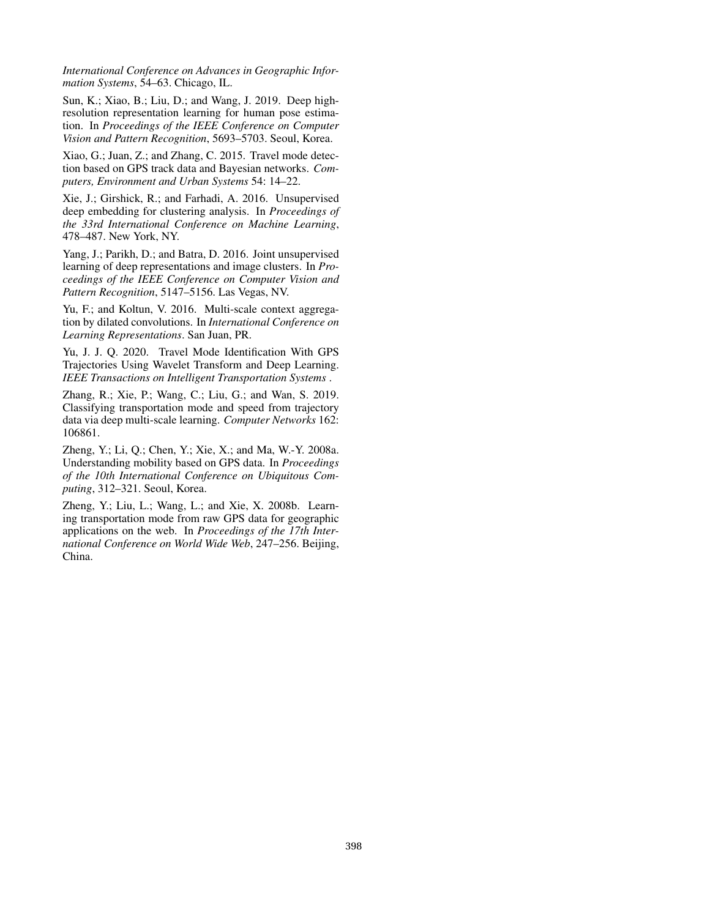*International Conference on Advances in Geographic Information Systems*, 54–63. Chicago, IL.

Sun, K.; Xiao, B.; Liu, D.; and Wang, J. 2019. Deep high-resolution representation learning for human pose estimation. In *Proceedings of the IEEE Conference on Computer Vision and Pattern Recognition*, 5693–5703. Seoul, Korea.

Xiao, G.; Juan, Z.; and Zhang, C. 2015. Travel mode detection based on GPS track data and Bayesian networks. *Computers, Environment and Urban Systems* 54: 14–22.

Xie, J.; Girshick, R.; and Farhadi, A. 2016. Unsupervised deep embedding for clustering analysis. In *Proceedings of the 33rd International Conference on Machine Learning*, 478–487. New York, NY.

Yang, J.; Parikh, D.; and Batra, D. 2016. Joint unsupervised learning of deep representations and image clusters. In *Proceedings of the IEEE Conference on Computer Vision and Pattern Recognition*, 5147–5156. Las Vegas, NV.

Yu, F.; and Koltun, V. 2016. Multi-scale context aggregation by dilated convolutions. In *International Conference on Learning Representations*. San Juan, PR.

Yu, J. J. Q. 2020. Travel Mode Identification With GPS Trajectories Using Wavelet Transform and Deep Learning. *IEEE Transactions on Intelligent Transportation Systems* .

Zhang, R.; Xie, P.; Wang, C.; Liu, G.; and Wan, S. 2019. Classifying transportation mode and speed from trajectory data via deep multi-scale learning. *Computer Networks* 162: 106861.

Zheng, Y.; Li, Q.; Chen, Y.; Xie, X.; and Ma, W.-Y. 2008a. Understanding mobility based on GPS data. In *Proceedings of the 10th International Conference on Ubiquitous Computing*, 312–321. Seoul, Korea.

Zheng, Y.; Liu, L.; Wang, L.; and Xie, X. 2008b. Learning transportation mode from raw GPS data for geographic applications on the web. In *Proceedings of the 17th International Conference on World Wide Web*, 247–256. Beijing, China.